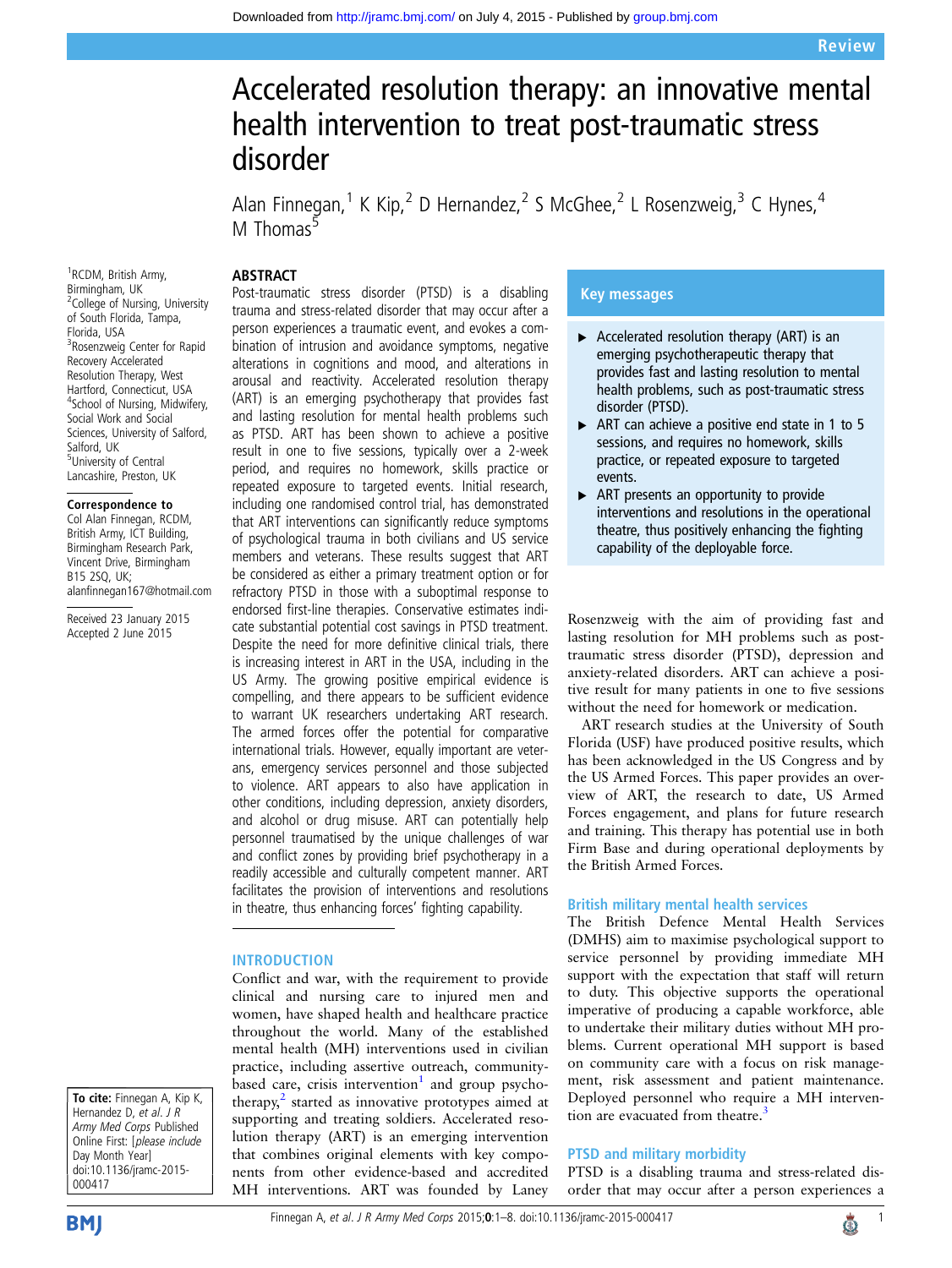Review

# Accelerated resolution therapy: an innovative mental health intervention to treat post-traumatic stress disorder

Alan Finnegan,[1] K Kip,[2] D Hernandez,[2] S McGhee,[2] L Rosenzweig,[3] C Hynes,[4] M Thomas[5]

[1]RCDM, British Army, Birmingham, UK
[2]College of Nursing, University of South Florida, Tampa, Florida, USA
[3]Rosenzweig Center for Rapid Recovery Accelerated Resolution Therapy, West Hartford, Connecticut, USA
[4]School of Nursing, Midwifery, Social Work and Social Sciences, University of Salford, Salford, UK
[5]University of Central Lancashire, Preston, UK

**Correspondence to**
Col Alan Finnegan, RCDM, British Army, ICT Building, Birmingham Research Park, Vincent Drive, Birmingham B15 2SQ, UK; alanfinnegan167@hotmail.com

Received 23 January 2015
Accepted 2 June 2015

**To cite:** Finnegan A, Kip K, Hernandez D, *et al*. *J R Army Med Corps* Published Online First: [*please include Day Month Year*] doi:10.1136/jramc-2015-000417

## ABSTRACT

Post-traumatic stress disorder (PTSD) is a disabling trauma and stress-related disorder that may occur after a person experiences a traumatic event, and evokes a combination of intrusion and avoidance symptoms, negative alterations in cognitions and mood, and alterations in arousal and reactivity. Accelerated resolution therapy (ART) is an emerging psychotherapy that provides fast and lasting resolution for mental health problems such as PTSD. ART has been shown to achieve a positive result in one to five sessions, typically over a 2-week period, and requires no homework, skills practice or repeated exposure to targeted events. Initial research, including one randomised control trial, has demonstrated that ART interventions can significantly reduce symptoms of psychological trauma in both civilians and US service members and veterans. These results suggest that ART be considered as either a primary treatment option or for refractory PTSD in those with a suboptimal response to endorsed first-line therapies. Conservative estimates indicate substantial potential cost savings in PTSD treatment. Despite the need for more definitive clinical trials, there is increasing interest in ART in the USA, including in the US Army. The growing positive empirical evidence is compelling, and there appears to be sufficient evidence to warrant UK researchers undertaking ART research. The armed forces offer the potential for comparative international trials. However, equally important are veterans, emergency services personnel and those subjected to violence. ART appears to also have application in other conditions, including depression, anxiety disorders, and alcohol or drug misuse. ART can potentially help personnel traumatised by the unique challenges of war and conflict zones by providing brief psychotherapy in a readily accessible and culturally competent manner. ART facilitates the provision of interventions and resolutions in theatre, thus enhancing forces' fighting capability.

## Key messages

- Accelerated resolution therapy (ART) is an emerging psychotherapeutic therapy that provides fast and lasting resolution to mental health problems, such as post-traumatic stress disorder (PTSD).
- ART can achieve a positive end state in 1 to 5 sessions, and requires no homework, skills practice, or repeated exposure to targeted events.
- ART presents an opportunity to provide interventions and resolutions in the operational theatre, thus positively enhancing the fighting capability of the deployable force.

## INTRODUCTION

Conflict and war, with the requirement to provide clinical and nursing care to injured men and women, have shaped health and healthcare practice throughout the world. Many of the established mental health (MH) interventions used in civilian practice, including assertive outreach, community-based care, crisis intervention[1] and group psychotherapy,[2] started as innovative prototypes aimed at supporting and treating soldiers. Accelerated resolution therapy (ART) is an emerging intervention that combines original elements with key components from other evidence-based and accredited MH interventions. ART was founded by Laney Rosenzweig with the aim of providing fast and lasting resolution for MH problems such as post-traumatic stress disorder (PTSD), depression and anxiety-related disorders. ART can achieve a positive result for many patients in one to five sessions without the need for homework or medication.

ART research studies at the University of South Florida (USF) have produced positive results, which has been acknowledged in the US Congress and by the US Armed Forces. This paper provides an overview of ART, the research to date, US Armed Forces engagement, and plans for future research and training. This therapy has potential use in both Firm Base and during operational deployments by the British Armed Forces.

## British military mental health services

The British Defence Mental Health Services (DMHS) aim to maximise psychological support to service personnel by providing immediate MH support with the expectation that staff will return to duty. This objective supports the operational imperative of producing a capable workforce, able to undertake their military duties without MH problems. Current operational MH support is based on community care with a focus on risk management, risk assessment and patient maintenance. Deployed personnel who require a MH intervention are evacuated from theatre.[3]

## PTSD and military morbidity

PTSD is a disabling trauma and stress-related disorder that may occur after a person experiences a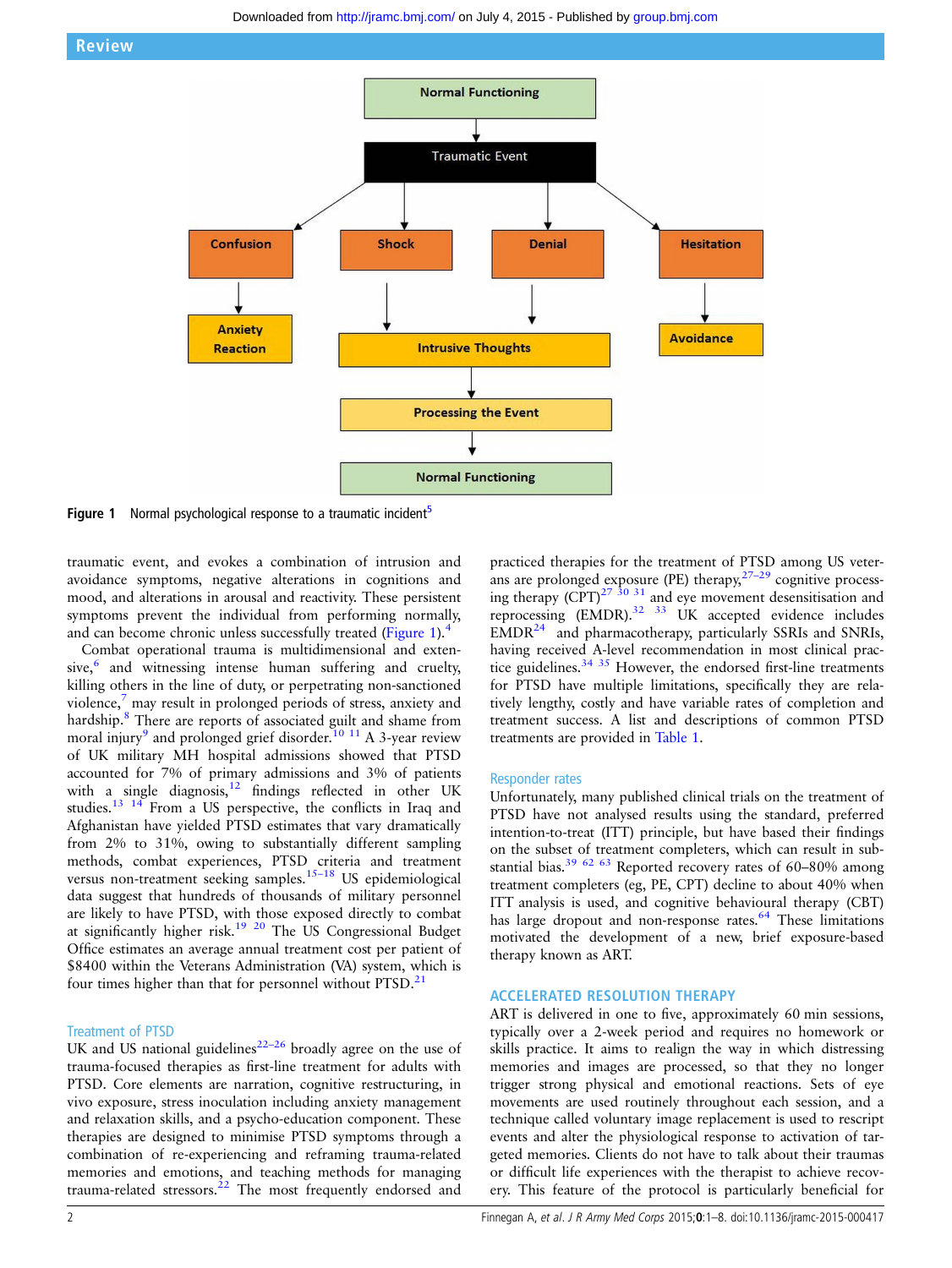Figure 1 Normal psychological response to a traumatic incident[5]

traumatic event, and evokes a combination of intrusion and avoidance symptoms, negative alterations in cognitions and mood, and alterations in arousal and reactivity. These persistent symptoms prevent the individual from performing normally, and can become chronic unless successfully treated (Figure 1).[4]

Combat operational trauma is multidimensional and extensive,[6] and witnessing intense human suffering and cruelty, killing others in the line of duty, or perpetrating non-sanctioned violence,[7] may result in prolonged periods of stress, anxiety and hardship.[8] There are reports of associated guilt and shame from moral injury[9] and prolonged grief disorder.[10 11] A 3-year review of UK military MH hospital admissions showed that PTSD accounted for 7% of primary admissions and 3% of patients with a single diagnosis,[12] findings reflected in other UK studies.[13 14] From a US perspective, the conflicts in Iraq and Afghanistan have yielded PTSD estimates that vary dramatically from 2% to 31%, owing to substantially different sampling methods, combat experiences, PTSD criteria and treatment versus non-treatment seeking samples.[15–18] US epidemiological data suggest that hundreds of thousands of military personnel are likely to have PTSD, with those exposed directly to combat at significantly higher risk.[19 20] The US Congressional Budget Office estimates an average annual treatment cost per patient of $8400 within the Veterans Administration (VA) system, which is four times higher than that for personnel without PTSD.[21]

### Treatment of PTSD

UK and US national guidelines[22–26] broadly agree on the use of trauma-focused therapies as first-line treatment for adults with PTSD. Core elements are narration, cognitive restructuring, in vivo exposure, stress inoculation including anxiety management and relaxation skills, and a psycho-education component. These therapies are designed to minimise PTSD symptoms through a combination of re-experiencing and reframing trauma-related memories and emotions, and teaching methods for managing trauma-related stressors.[22] The most frequently endorsed and practiced therapies for the treatment of PTSD among US veterans are prolonged exposure (PE) therapy,[27–29] cognitive processing therapy (CPT)[27 30 31] and eye movement desensitisation and reprocessing (EMDR).[32 33] UK accepted evidence includes EMDR[24] and pharmacotherapy, particularly SSRIs and SNRIs, having received A-level recommendation in most clinical practice guidelines.[34 35] However, the endorsed first-line treatments for PTSD have multiple limitations, specifically they are relatively lengthy, costly and have variable rates of completion and treatment success. A list and descriptions of common PTSD treatments are provided in Table 1.

### Responder rates

Unfortunately, many published clinical trials on the treatment of PTSD have not analysed results using the standard, preferred intention-to-treat (ITT) principle, but have based their findings on the subset of treatment completers, which can result in substantial bias.[39 62 63] Reported recovery rates of 60–80% among treatment completers (eg, PE, CPT) decline to about 40% when ITT analysis is used, and cognitive behavioural therapy (CBT) has large dropout and non-response rates.[64] These limitations motivated the development of a new, brief exposure-based therapy known as ART.

## ACCELERATED RESOLUTION THERAPY

ART is delivered in one to five, approximately 60 min sessions, typically over a 2-week period and requires no homework or skills practice. It aims to realign the way in which distressing memories and images are processed, so that they no longer trigger strong physical and emotional reactions. Sets of eye movements are used routinely throughout each session, and a technique called voluntary image replacement is used to rescript events and alter the physiological response to activation of targeted memories. Clients do not have to talk about their traumas or difficult life experiences with the therapist to achieve recovery. This feature of the protocol is particularly beneficial for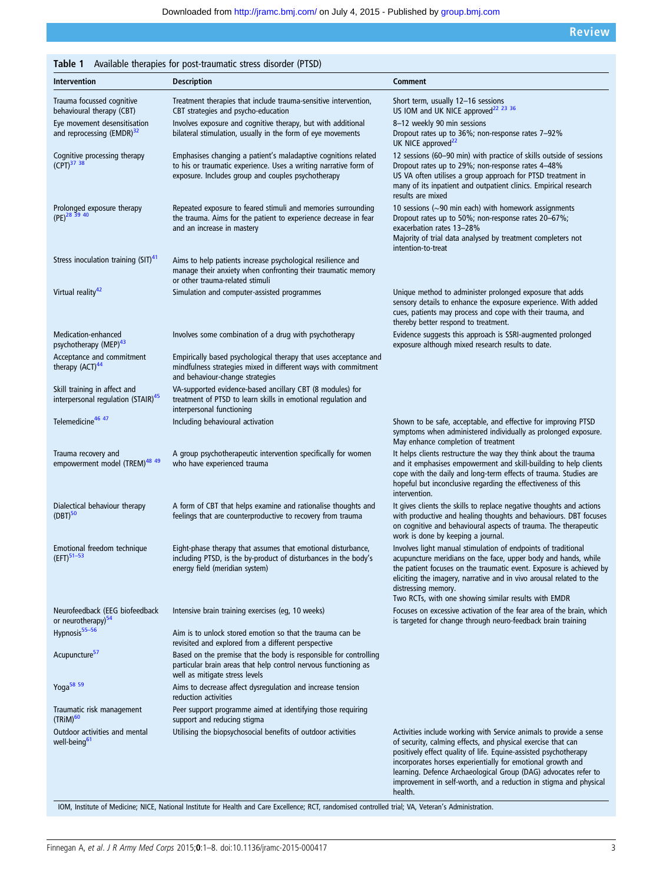**Table 1** Available therapies for post-traumatic stress disorder (PTSD)

| Intervention | Description | Comment |
|---|---|---|
| Trauma focussed cognitive behavioural therapy (CBT) | Treatment therapies that include trauma-sensitive intervention, CBT strategies and psycho-education | Short term, usually 12–16 sessions<br>US IOM and UK NICE approved[22 23 36] |
| Eye movement desensitisation and reprocessing (EMDR)[32] | Involves exposure and cognitive therapy, but with additional bilateral stimulation, usually in the form of eye movements | 8–12 weekly 90 min sessions<br>Dropout rates up to 36%; non-response rates 7–92%<br>UK NICE approved[22] |
| Cognitive processing therapy (CPT)[37 38] | Emphasises changing a patient's maladaptive cognitions related to his or traumatic experience. Uses a writing narrative form of exposure. Includes group and couples psychotherapy | 12 sessions (60–90 min) with practice of skills outside of sessions<br>Dropout rates up to 29%; non-response rates 4–48%<br>US VA often utilises a group approach for PTSD treatment in many of its inpatient and outpatient clinics. Empirical research results are mixed |
| Prolonged exposure therapy (PE)[28 39 40] | Repeated exposure to feared stimuli and memories surrounding the trauma. Aims for the patient to experience decrease in fear and an increase in mastery | 10 sessions (~90 min each) with homework assignments<br>Dropout rates up to 50%; non-response rates 20–67%; exacerbation rates 13–28%<br>Majority of trial data analysed by treatment completers not intention-to-treat |
| Stress inoculation training (SIT)[41] | Aims to help patients increase psychological resilience and manage their anxiety when confronting their traumatic memory or other trauma-related stimuli | |
| Virtual reality[42] | Simulation and computer-assisted programmes | Unique method to administer prolonged exposure that adds sensory details to enhance the exposure experience. With added cues, patients may process and cope with their trauma, and thereby better respond to treatment. |
| Medication-enhanced psychotherapy (MEP)[43] | Involves some combination of a drug with psychotherapy | Evidence suggests this approach is SSRI-augmented prolonged exposure although mixed research results to date. |
| Acceptance and commitment therapy (ACT)[44] | Empirically based psychological therapy that uses acceptance and mindfulness strategies mixed in different ways with commitment and behaviour-change strategies | |
| Skill training in affect and interpersonal regulation (STAIR)[45] | VA-supported evidence-based ancillary CBT (8 modules) for treatment of PTSD to learn skills in emotional regulation and interpersonal functioning | |
| Telemedicine[46 47] | Including behavioural activation | Shown to be safe, acceptable, and effective for improving PTSD symptoms when administered individually as prolonged exposure. May enhance completion of treatment |
| Trauma recovery and empowerment model (TREM)[48 49] | A group psychotherapeutic intervention specifically for women who have experienced trauma | It helps clients restructure the way they think about the trauma and it emphasises empowerment and skill-building to help clients cope with the daily and long-term effects of trauma. Studies are hopeful but inconclusive regarding the effectiveness of this intervention. |
| Dialectical behaviour therapy (DBT)[50] | A form of CBT that helps examine and rationalise thoughts and feelings that are counterproductive to recovery from trauma | It gives clients the skills to replace negative thoughts and actions with productive and healing thoughts and behaviours. DBT focuses on cognitive and behavioural aspects of trauma. The therapeutic work is done by keeping a journal. |
| Emotional freedom technique (EFT)[51–53] | Eight-phase therapy that assumes that emotional disturbance, including PTSD, is the by-product of disturbances in the body's energy field (meridian system) | Involves light manual stimulation of endpoints of traditional acupuncture meridians on the face, upper body and hands, while the patient focuses on the traumatic event. Exposure is achieved by eliciting the imagery, narrative and in vivo arousal related to the distressing memory.<br>Two RCTs, with one showing similar results with EMDR |
| Neurofeedback (EEG biofeedback or neurotherapy)[54] | Intensive brain training exercises (eg, 10 weeks) | Focuses on excessive activation of the fear area of the brain, which is targeted for change through neuro-feedback brain training |
| Hypnosis[55–56] | Aim is to unlock stored emotion so that the trauma can be revisited and explored from a different perspective | |
| Acupuncture[57] | Based on the premise that the body is responsible for controlling particular brain areas that help control nervous functioning as well as mitigate stress levels | |
| Yoga[58 59] | Aims to decrease affect dysregulation and increase tension reduction activities | |
| Traumatic risk management (TRiM)[60] | Peer support programme aimed at identifying those requiring support and reducing stigma | |
| Outdoor activities and mental well-being[61] | Utilising the biopsychosocial benefits of outdoor activities | Activities include working with Service animals to provide a sense of security, calming effects, and physical exercise that can positively effect quality of life. Equine-assisted psychotherapy incorporates horses experientially for emotional growth and learning. Defence Archaeological Group (DAG) advocates refer to improvement in self-worth, and a reduction in stigma and physical health. |

IOM, Institute of Medicine; NICE, National Institute for Health and Care Excellence; RCT, randomised controlled trial; VA, Veteran's Administration.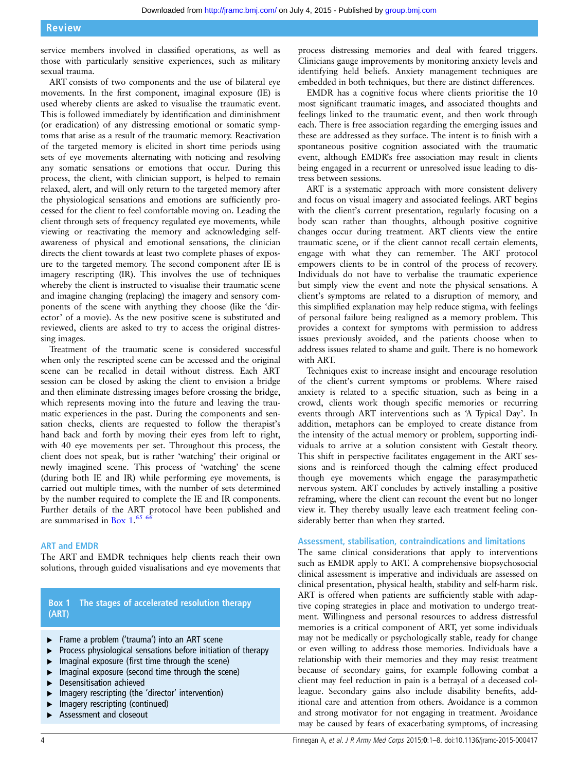service members involved in classified operations, as well as those with particularly sensitive experiences, such as military sexual trauma.

ART consists of two components and the use of bilateral eye movements. In the first component, imaginal exposure (IE) is used whereby clients are asked to visualise the traumatic event. This is followed immediately by identification and diminishment (or eradication) of any distressing emotional or somatic symptoms that arise as a result of the traumatic memory. Reactivation of the targeted memory is elicited in short time periods using sets of eye movements alternating with noticing and resolving any somatic sensations or emotions that occur. During this process, the client, with clinician support, is helped to remain relaxed, alert, and will only return to the targeted memory after the physiological sensations and emotions are sufficiently processed for the client to feel comfortable moving on. Leading the client through sets of frequency regulated eye movements, while viewing or reactivating the memory and acknowledging self-awareness of physical and emotional sensations, the clinician directs the client towards at least two complete phases of exposure to the targeted memory. The second component after IE is imagery rescripting (IR). This involves the use of techniques whereby the client is instructed to visualise their traumatic scene and imagine changing (replacing) the imagery and sensory components of the scene with anything they choose (like the 'director' of a movie). As the new positive scene is substituted and reviewed, clients are asked to try to access the original distressing images.

Treatment of the traumatic scene is considered successful when only the rescripted scene can be accessed and the original scene can be recalled in detail without distress. Each ART session can be closed by asking the client to envision a bridge and then eliminate distressing images before crossing the bridge, which represents moving into the future and leaving the traumatic experiences in the past. During the components and sensation checks, clients are requested to follow the therapist's hand back and forth by moving their eyes from left to right, with 40 eye movements per set. Throughout this process, the client does not speak, but is rather 'watching' their original or newly imagined scene. This process of 'watching' the scene (during both IE and IR) while performing eye movements, is carried out multiple times, with the number of sets determined by the number required to complete the IE and IR components. Further details of the ART protocol have been published and are summarised in Box 1.[65 66]

**Box 1 The stages of accelerated resolution therapy (ART)**

- Frame a problem ('trauma') into an ART scene
- Process physiological sensations before initiation of therapy
- Imaginal exposure (first time through the scene)
- Imaginal exposure (second time through the scene)
- Desensitisation achieved
- Imagery rescripting (the 'director' intervention)
- Imagery rescripting (continued)
- Assessment and closeout

## ART and EMDR

The ART and EMDR techniques help clients reach their own solutions, through guided visualisations and eye movements that process distressing memories and deal with feared triggers. Clinicians gauge improvements by monitoring anxiety levels and identifying held beliefs. Anxiety management techniques are embedded in both techniques, but there are distinct differences.

EMDR has a cognitive focus where clients prioritise the 10 most significant traumatic images, and associated thoughts and feelings linked to the traumatic event, and then work through each. There is free association regarding the emerging issues and these are addressed as they surface. The intent is to finish with a spontaneous positive cognition associated with the traumatic event, although EMDR's free association may result in clients being engaged in a recurrent or unresolved issue leading to distress between sessions.

ART is a systematic approach with more consistent delivery and focus on visual imagery and associated feelings. ART begins with the client's current presentation, regularly focusing on a body scan rather than thoughts, although positive cognitive changes occur during treatment. ART clients view the entire traumatic scene, or if the client cannot recall certain elements, engage with what they can remember. The ART protocol empowers clients to be in control of the process of recovery. Individuals do not have to verbalise the traumatic experience but simply view the event and note the physical sensations. A client's symptoms are related to a disruption of memory, and this simplified explanation may help reduce stigma, with feelings of personal failure being realigned as a memory problem. This provides a context for symptoms with permission to address issues previously avoided, and the patients choose when to address issues related to shame and guilt. There is no homework with ART.

Techniques exist to increase insight and encourage resolution of the client's current symptoms or problems. Where raised anxiety is related to a specific situation, such as being in a crowd, clients work though specific memories or recurring events through ART interventions such as 'A Typical Day'. In addition, metaphors can be employed to create distance from the intensity of the actual memory or problem, supporting individuals to arrive at a solution consistent with Gestalt theory. This shift in perspective facilitates engagement in the ART sessions and is reinforced though the calming effect produced though eye movements which engage the parasympathetic nervous system. ART concludes by actively installing a positive reframing, where the client can recount the event but no longer view it. They thereby usually leave each treatment feeling considerably better than when they started.

## Assessment, stabilisation, contraindications and limitations

The same clinical considerations that apply to interventions such as EMDR apply to ART. A comprehensive biopsychosocial clinical assessment is imperative and individuals are assessed on clinical presentation, physical health, stability and self-harm risk. ART is offered when patients are sufficiently stable with adaptive coping strategies in place and motivation to undergo treatment. Willingness and personal resources to address distressful memories is a critical component of ART, yet some individuals may not be medically or psychologically stable, ready for change or even willing to address those memories. Individuals have a relationship with their memories and they may resist treatment because of secondary gains, for example following combat a client may feel reduction in pain is a betrayal of a deceased colleague. Secondary gains also include disability benefits, additional care and attention from others. Avoidance is a common and strong motivator for not engaging in treatment. Avoidance may be caused by fears of exacerbating symptoms, of increasing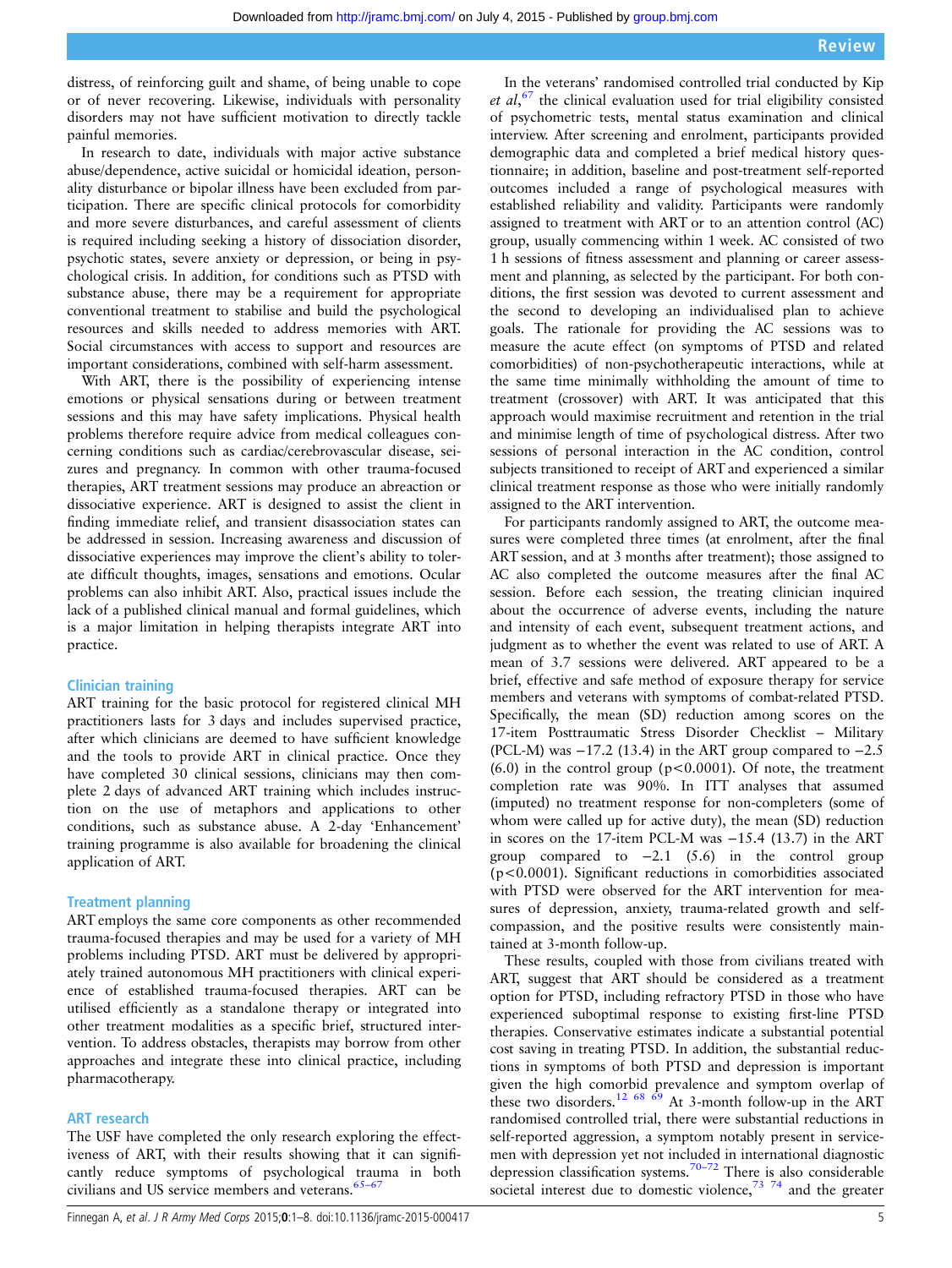distress, of reinforcing guilt and shame, of being unable to cope or of never recovering. Likewise, individuals with personality disorders may not have sufficient motivation to directly tackle painful memories.

In research to date, individuals with major active substance abuse/dependence, active suicidal or homicidal ideation, personality disturbance or bipolar illness have been excluded from participation. There are specific clinical protocols for comorbidity and more severe disturbances, and careful assessment of clients is required including seeking a history of dissociation disorder, psychotic states, severe anxiety or depression, or being in psychological crisis. In addition, for conditions such as PTSD with substance abuse, there may be a requirement for appropriate conventional treatment to stabilise and build the psychological resources and skills needed to address memories with ART. Social circumstances with access to support and resources are important considerations, combined with self-harm assessment.

With ART, there is the possibility of experiencing intense emotions or physical sensations during or between treatment sessions and this may have safety implications. Physical health problems therefore require advice from medical colleagues concerning conditions such as cardiac/cerebrovascular disease, seizures and pregnancy. In common with other trauma-focused therapies, ART treatment sessions may produce an abreaction or dissociative experience. ART is designed to assist the client in finding immediate relief, and transient disassociation states can be addressed in session. Increasing awareness and discussion of dissociative experiences may improve the client's ability to tolerate difficult thoughts, images, sensations and emotions. Ocular problems can also inhibit ART. Also, practical issues include the lack of a published clinical manual and formal guidelines, which is a major limitation in helping therapists integrate ART into practice.

## Clinician training

ART training for the basic protocol for registered clinical MH practitioners lasts for 3 days and includes supervised practice, after which clinicians are deemed to have sufficient knowledge and the tools to provide ART in clinical practice. Once they have completed 30 clinical sessions, clinicians may then complete 2 days of advanced ART training which includes instruction on the use of metaphors and applications to other conditions, such as substance abuse. A 2-day 'Enhancement' training programme is also available for broadening the clinical application of ART.

## Treatment planning

ART employs the same core components as other recommended trauma-focused therapies and may be used for a variety of MH problems including PTSD. ART must be delivered by appropriately trained autonomous MH practitioners with clinical experience of established trauma-focused therapies. ART can be utilised efficiently as a standalone therapy or integrated into other treatment modalities as a specific brief, structured intervention. To address obstacles, therapists may borrow from other approaches and integrate these into clinical practice, including pharmacotherapy.

## ART research

The USF have completed the only research exploring the effectiveness of ART, with their results showing that it can significantly reduce symptoms of psychological trauma in both civilians and US service members and veterans.[65–67]

In the veterans' randomised controlled trial conducted by Kip *et al*,[67] the clinical evaluation used for trial eligibility consisted of psychometric tests, mental status examination and clinical interview. After screening and enrolment, participants provided demographic data and completed a brief medical history questionnaire; in addition, baseline and post-treatment self-reported outcomes included a range of psychological measures with established reliability and validity. Participants were randomly assigned to treatment with ART or to an attention control (AC) group, usually commencing within 1 week. AC consisted of two 1 h sessions of fitness assessment and planning or career assessment and planning, as selected by the participant. For both conditions, the first session was devoted to current assessment and the second to developing an individualised plan to achieve goals. The rationale for providing the AC sessions was to measure the acute effect (on symptoms of PTSD and related comorbidities) of non-psychotherapeutic interactions, while at the same time minimally withholding the amount of time to treatment (crossover) with ART. It was anticipated that this approach would maximise recruitment and retention in the trial and minimise length of time of psychological distress. After two sessions of personal interaction in the AC condition, control subjects transitioned to receipt of ART and experienced a similar clinical treatment response as those who were initially randomly assigned to the ART intervention.

For participants randomly assigned to ART, the outcome measures were completed three times (at enrolment, after the final ART session, and at 3 months after treatment); those assigned to AC also completed the outcome measures after the final AC session. Before each session, the treating clinician inquired about the occurrence of adverse events, including the nature and intensity of each event, subsequent treatment actions, and judgment as to whether the event was related to use of ART. A mean of 3.7 sessions were delivered. ART appeared to be a brief, effective and safe method of exposure therapy for service members and veterans with symptoms of combat-related PTSD. Specifically, the mean (SD) reduction among scores on the 17-item Posttraumatic Stress Disorder Checklist – Military (PCL-M) was −17.2 (13.4) in the ART group compared to −2.5 (6.0) in the control group ($p<0.0001$). Of note, the treatment completion rate was 90%. In ITT analyses that assumed (imputed) no treatment response for non-completers (some of whom were called up for active duty), the mean (SD) reduction in scores on the 17-item PCL-M was −15.4 (13.7) in the ART group compared to −2.1 (5.6) in the control group ($p<0.0001$). Significant reductions in comorbidities associated with PTSD were observed for the ART intervention for measures of depression, anxiety, trauma-related growth and self-compassion, and the positive results were consistently maintained at 3-month follow-up.

These results, coupled with those from civilians treated with ART, suggest that ART should be considered as a treatment option for PTSD, including refractory PTSD in those who have experienced suboptimal response to existing first-line PTSD therapies. Conservative estimates indicate a substantial potential cost saving in treating PTSD. In addition, the substantial reductions in symptoms of both PTSD and depression is important given the high comorbid prevalence and symptom overlap of these two disorders.[12 68 69] At 3-month follow-up in the ART randomised controlled trial, there were substantial reductions in self-reported aggression, a symptom notably present in servicemen with depression yet not included in international diagnostic depression classification systems.[70–72] There is also considerable societal interest due to domestic violence,[73 74] and the greater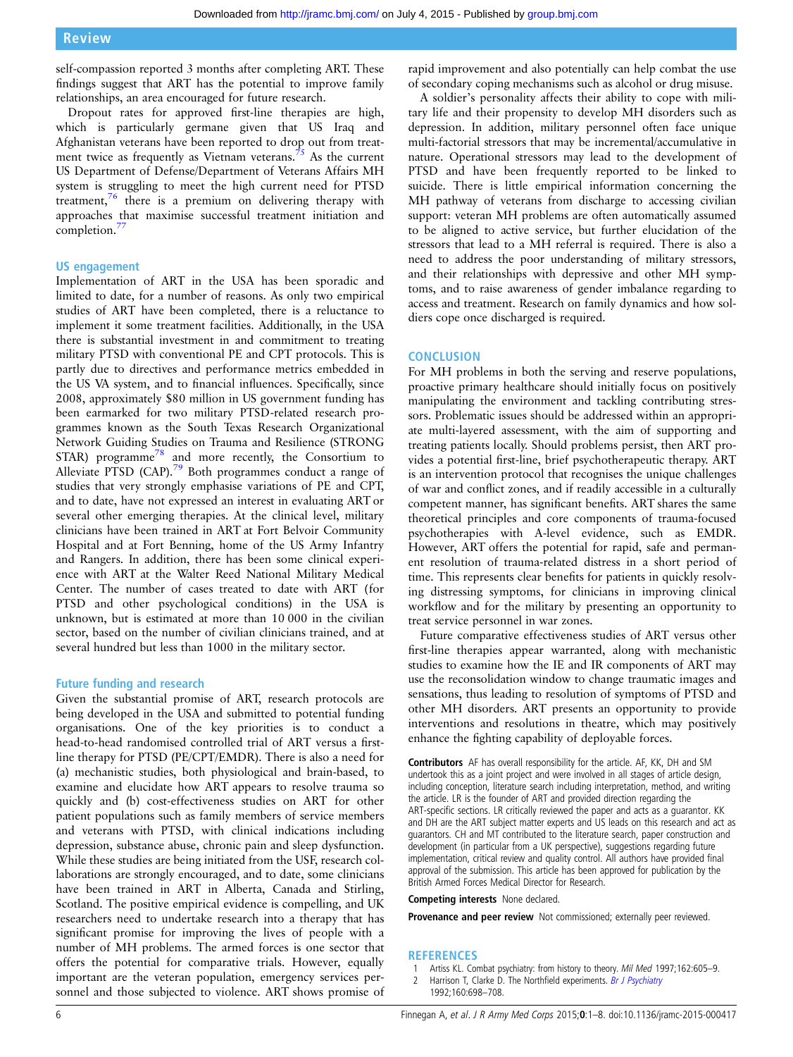self-compassion reported 3 months after completing ART. These findings suggest that ART has the potential to improve family relationships, an area encouraged for future research.

Dropout rates for approved first-line therapies are high, which is particularly germane given that US Iraq and Afghanistan veterans have been reported to drop out from treatment twice as frequently as Vietnam veterans.[75] As the current US Department of Defense/Department of Veterans Affairs MH system is struggling to meet the high current need for PTSD treatment,[76] there is a premium on delivering therapy with approaches that maximise successful treatment initiation and completion.[77]

### US engagement

Implementation of ART in the USA has been sporadic and limited to date, for a number of reasons. As only two empirical studies of ART have been completed, there is a reluctance to implement it some treatment facilities. Additionally, in the USA there is substantial investment in and commitment to treating military PTSD with conventional PE and CPT protocols. This is partly due to directives and performance metrics embedded in the US VA system, and to financial influences. Specifically, since 2008, approximately $80 million in US government funding has been earmarked for two military PTSD-related research programmes known as the South Texas Research Organizational Network Guiding Studies on Trauma and Resilience (STRONG STAR) programme[78] and more recently, the Consortium to Alleviate PTSD (CAP).[79] Both programmes conduct a range of studies that very strongly emphasise variations of PE and CPT, and to date, have not expressed an interest in evaluating ART or several other emerging therapies. At the clinical level, military clinicians have been trained in ART at Fort Belvoir Community Hospital and at Fort Benning, home of the US Army Infantry and Rangers. In addition, there has been some clinical experience with ART at the Walter Reed National Military Medical Center. The number of cases treated to date with ART (for PTSD and other psychological conditions) in the USA is unknown, but is estimated at more than 10 000 in the civilian sector, based on the number of civilian clinicians trained, and at several hundred but less than 1000 in the military sector.

### Future funding and research

Given the substantial promise of ART, research protocols are being developed in the USA and submitted to potential funding organisations. One of the key priorities is to conduct a head-to-head randomised controlled trial of ART versus a first-line therapy for PTSD (PE/CPT/EMDR). There is also a need for (a) mechanistic studies, both physiological and brain-based, to examine and elucidate how ART appears to resolve trauma so quickly and (b) cost-effectiveness studies on ART for other patient populations such as family members of service members and veterans with PTSD, with clinical indications including depression, substance abuse, chronic pain and sleep dysfunction. While these studies are being initiated from the USF, research collaborations are strongly encouraged, and to date, some clinicians have been trained in ART in Alberta, Canada and Stirling, Scotland. The positive empirical evidence is compelling, and UK researchers need to undertake research into a therapy that has significant promise for improving the lives of people with a number of MH problems. The armed forces is one sector that offers the potential for comparative trials. However, equally important are the veteran population, emergency services personnel and those subjected to violence. ART shows promise of rapid improvement and also potentially can help combat the use of secondary coping mechanisms such as alcohol or drug misuse.

A soldier's personality affects their ability to cope with military life and their propensity to develop MH disorders such as depression. In addition, military personnel often face unique multi-factorial stressors that may be incremental/accumulative in nature. Operational stressors may lead to the development of PTSD and have been frequently reported to be linked to suicide. There is little empirical information concerning the MH pathway of veterans from discharge to accessing civilian support: veteran MH problems are often automatically assumed to be aligned to active service, but further elucidation of the stressors that lead to a MH referral is required. There is also a need to address the poor understanding of military stressors, and their relationships with depressive and other MH symptoms, and to raise awareness of gender imbalance regarding to access and treatment. Research on family dynamics and how soldiers cope once discharged is required.

## CONCLUSION

For MH problems in both the serving and reserve populations, proactive primary healthcare should initially focus on positively manipulating the environment and tackling contributing stressors. Problematic issues should be addressed within an appropriate multi-layered assessment, with the aim of supporting and treating patients locally. Should problems persist, then ART provides a potential first-line, brief psychotherapeutic therapy. ART is an intervention protocol that recognises the unique challenges of war and conflict zones, and if readily accessible in a culturally competent manner, has significant benefits. ART shares the same theoretical principles and core components of trauma-focused psychotherapies with A-level evidence, such as EMDR. However, ART offers the potential for rapid, safe and permanent resolution of trauma-related distress in a short period of time. This represents clear benefits for patients in quickly resolving distressing symptoms, for clinicians in improving clinical workflow and for the military by presenting an opportunity to treat service personnel in war zones.

Future comparative effectiveness studies of ART versus other first-line therapies appear warranted, along with mechanistic studies to examine how the IE and IR components of ART may use the reconsolidation window to change traumatic images and sensations, thus leading to resolution of symptoms of PTSD and other MH disorders. ART presents an opportunity to provide interventions and resolutions in theatre, which may positively enhance the fighting capability of deployable forces.

**Contributors** AF has overall responsibility for the article. AF, KK, DH and SM undertook this as a joint project and were involved in all stages of article design, including conception, literature search including interpretation, method, and writing the article. LR is the founder of ART and provided direction regarding the ART-specific sections. LR critically reviewed the paper and acts as a guarantor. KK and DH are the ART subject matter experts and US leads on this research and act as guarantors. CH and MT contributed to the literature search, paper construction and development (in particular from a UK perspective), suggestions regarding future implementation, critical review and quality control. All authors have provided final approval of the submission. This article has been approved for publication by the British Armed Forces Medical Director for Research.

**Competing interests** None declared.

**Provenance and peer review** Not commissioned; externally peer reviewed.

## REFERENCES

1. Artiss KL. Combat psychiatry: from history to theory. *Mil Med* 1997;162:605–9.
2. Harrison T, Clarke D. The Northfield experiments. *Br J Psychiatry* 1992;160:698–708.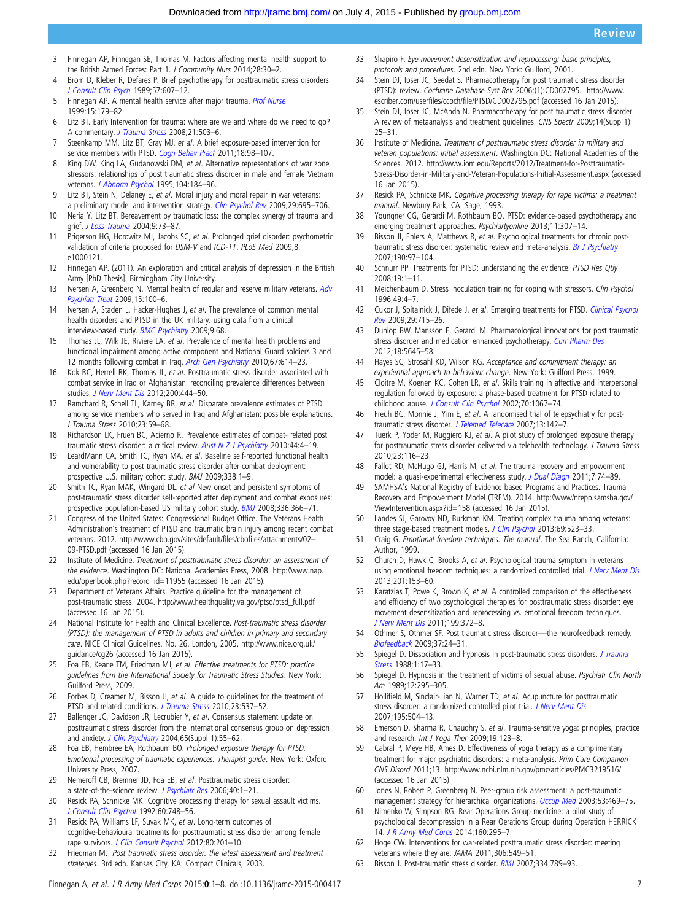3. Finnegan AP, Finnegan SE, Thomas M. Factors affecting mental health support to the British Armed Forces: Part 1. *J Community Nurs* 2014;28:30–2.
4. Brom D, Kleber R, Defares P. Brief psychotherapy for posttraumatic stress disorders. *J Consult Clin Psych* 1989;57:607–12.
5. Finnegan AP. A mental health service after major trauma. *Prof Nurse* 1999;15:179–82.
6. Litz BT. Early Intervention for trauma: where are we and where do we need to go? A commentary. *J Trauma Stress* 2008;21:503–6.
7. Steenkamp MM, Litz BT, Gray MJ, *et al*. A brief exposure-based intervention for service members with PTSD. *Cogn Behav Pract* 2011;18:98–107.
8. King DW, King LA, Gudanowski DM, *et al*. Alternative representations of war zone stressors: relationships of post traumatic stress disorder in male and female Vietnam veterans. *J Abnorm Psychol* 1995;104:184–96.
9. Litz BT, Stein N, Delaney E, *et al*. Moral injury and moral repair in war veterans: a preliminary model and intervention strategy. *Clin Psychol Rev* 2009;29:695–706.
10. Neria Y, Litz BT. Bereavement by traumatic loss: the complex synergy of trauma and grief. *J Loss Trauma* 2004;9:73–87.
11. Prigerson HG, Horowitz MJ, Jacobs SC, *et al*. Prolonged grief disorder: psychometric validation of criteria proposed for *DSM-V* and *ICD-11*. *PLoS Med* 2009;8:e1000121.
12. Finnegan AP. (2011). An exploration and critical analysis of depression in the British Army [PhD Thesis]. Birmingham City University.
13. Iversen A, Greenberg N. Mental health of regular and reserve military veterans. *Adv Psychiatr Treat* 2009;15:100–6.
14. Iversen A, Staden L, Hacker-Hughes J, *et al*. The prevalence of common mental health disorders and PTSD in the UK military. using data from a clinical interview-based study. *BMC Psychiatry* 2009;9:68.
15. Thomas JL, Wilk JE, Riviere LA, *et al*. Prevalence of mental health problems and functional impairment among active component and National Guard soldiers 3 and 12 months following combat in Iraq. *Arch Gen Psychiatry* 2010;67:614–23.
16. Kok BC, Herrell RK, Thomas JL, *et al*. Posttraumatic stress disorder associated with combat service in Iraq or Afghanistan: reconciling prevalence differences between studies. *J Nerv Ment Dis* 2012;200:444–50.
17. Ramchard R, Schell TL, Karney BR, *et al*. Disparate prevalence estimates of PTSD among service members who served in Iraq and Afghanistan: possible explanations. *J Trauma Stress* 2010;23:59–68.
18. Richardson LK, Frueh BC, Acierno R. Prevalence estimates of combat- related post traumatic stress disorder: a critical review. *Aust N Z J Psychiatry* 2010;44:4–19.
19. LeardMann CA, Smith TC, Ryan MA, *et al*. Baseline self-reported functional health and vulnerability to post traumatic stress disorder after combat deployment: prospective U.S. military cohort study. *BMJ* 2009;338:1–9.
20. Smith TC, Ryan MAK, Wingard DL, *et al* New onset and persistent symptoms of post-traumatic stress disorder self-reported after deployment and combat exposures: prospective population-based US military cohort study. *BMJ* 2008;336:366–71.
21. Congress of the United States: Congressional Budget Office. The Veterans Health Administration's treatment of PTSD and traumatic brain injury among recent combat veterans. 2012. http://www.cbo.gov/sites/default/files/cbofiles/attachments/02–09-PTSD.pdf (accessed 16 Jan 2015).
22. Institute of Medicine. *Treatment of posttraumatic stress disorder: an assessment of the evidence*. Washington DC: National Academies Press, 2008. http://www.nap.edu/openbook.php?record_id=11955 (accessed 16 Jan 2015).
23. Department of Veterans Affairs. Practice guideline for the management of post-traumatic stress. 2004. http://www.healthquality.va.gov/ptsd/ptsd_full.pdf (accessed 16 Jan 2015).
24. National Institute for Health and Clinical Excellence. *Post-traumatic stress disorder (PTSD): the management of PTSD in adults and children in primary and secondary care*. NICE Clinical Guidelines, No. 26. London, 2005. http://www.nice.org.uk/guidance/cg26 (accessed 16 Jan 2015).
25. Foa EB, Keane TM, Friedman MJ, *et al*. *Effective treatments for PTSD: practice guidelines from the International Society for Traumatic Stress Studies*. New York: Guilford Press, 2009.
26. Forbes D, Creamer M, Bisson JI, *et al*. A guide to guidelines for the treatment of PTSD and related conditions. *J Trauma Stress* 2010;23:537–52.
27. Ballenger JC, Davidson JR, Lecrubier Y, *et al*. Consensus statement update on posttraumatic stress disorder from the international consensus group on depression and anxiety. *J Clin Psychiatry* 2004;65(Suppl 1):55–62.
28. Foa EB, Hembree EA, Rothbaum BO. *Prolonged exposure therapy for PTSD. Emotional processing of traumatic experiences. Therapist guide*. New York: Oxford University Press, 2007.
29. Nemeroff CB, Bremner JD, Foa EB, *et al*. Posttraumatic stress disorder: a state-of-the-science review. *J Psychiatr Res* 2006;40:1–21.
30. Resick PA, Schnicke MK. Cognitive processing therapy for sexual assault victims. *J Consult Clin Psychol* 1992;60:748–56.
31. Resick PA, Williams LF, Suvak MK, *et al*. Long-term outcomes of cognitive-behavioural treatments for posttraumatic stress disorder among female rape survivors. *J Clin Consult Psychol* 2012;80:201–10.
32. Friedman MJ. *Post traumatic stress disorder: the latest assessment and treatment strategies*. 3rd edn. Kansas City, KA: Compact Clinicals, 2003.
33. Shapiro F. *Eye movement desensitization and reprocessing: basic principles, protocols and procedures*. 2nd edn. New York: Guilford, 2001.
34. Stein DJ, Ipser JC, Seedat S. Pharmacotherapy for post traumatic stress disorder (PTSD): review. *Cochrane Database Syst Rev* 2006;(1):CD002795. http://www.escriber.com/userfiles/ccoch/file/PTSD/CD002795.pdf (accessed 16 Jan 2015).
35. Stein DJ, Ipser JC, McAnda N. Pharmacotherapy for post traumatic stress disorder. A review of metaanalysis and treatment guidelines. *CNS Spectr* 2009;14(Supp 1):25–31.
36. Institute of Medicine. *Treatment of posttraumatic stress disorder in military and veteran populations: Initial assessment*. Washington DC: National Academies of the Sciences. 2012. http://www.iom.edu/Reports/2012/Treatment-for-Posttraumatic-Stress-Disorder-in-Military-and-Veteran-Populations-Initial-Assessment.aspx (accessed 16 Jan 2015).
37. Resick PA, Schnicke MK. *Cognitive processing therapy for rape victims: a treatment manual*. Newbury Park, CA: Sage, 1993.
38. Youngner CG, Gerardi M, Rothbaum BO. PTSD: evidence-based psychotherapy and emerging treatment approaches. *Psychiartyonline* 2013;11:307–14.
39. Bisson JI, Ehlers A, Matthews R, *et al*. Psychological treatments for chronic post-traumatic stress disorder: systematic review and meta-analysis. *Br J Psychiatry* 2007;190:97–104.
40. Schnurr PP. Treatments for PTSD: understanding the evidence. *PTSD Res Qtly* 2008;19:1–11.
41. Meichenbaum D. Stress inoculation training for coping with stressors. *Clin Psychol* 1996;49:4–7.
42. Cukor J, Spitalnick J, Difede J, *et al*. Emerging treatments for PTSD. *Clinical Psychol Rev* 2009;29:715–26.
43. Dunlop BW, Mansson E, Gerardi M. Pharmacological innovations for post traumatic stress disorder and medication enhanced psychotherapy. *Curr Pharm Des* 2012;18:5645–58.
44. Hayes SC, Strosahl KD, Wilson KG. *Acceptance and commitment therapy: an experiential approach to behaviour change*. New York: Guilford Press, 1999.
45. Cloitre M, Koenen KC, Cohen LR, *et al*. Skills training in affective and interpersonal regulation followed by exposure: a phase-based treatment for PTSD related to childhood abuse. *J Consult Clin Psychol* 2002;70:1067–74.
46. Freuh BC, Monnie J, Yim E, *et al*. A randomised trial of telepsychiatry for post-traumatic stress disorder. *J Telemed Telecare* 2007;13:142–7.
47. Tuerk P, Yoder M, Ruggiero KJ, *et al*. A pilot study of prolonged exposure therapy for posttraumatic stress disorder delivered via telehealth technology. *J Trauma Stress* 2010;23:116–23.
48. Fallot RD, McHugo GJ, Harris M, *et al*. The trauma recovery and empowerment model: a quasi-experimental effectiveness study. *J Dual Diagn* 2011;7:74–89.
49. SAMHSA's National Registry of Evidence based Programs and Practices. Trauma Recovery and Empowerment Model (TREM). 2014. http://www/nrepp.samsha.gov/ViewIntervention.aspx?id=158 (accessed 16 Jan 2015).
50. Landes SJ, Garovoy ND, Burkman KM. Treating complex trauma among veterans: three stage-based treatment models. *J Clin Psychol* 2013;69:523–33.
51. Craig G. *Emotional freedom techniques. The manual*. The Sea Ranch, California: Author, 1999.
52. Church D, Hawk C, Brooks A, *et al*. Psychological trauma symptom in veterans using emotional freedom techniques: a randomized controlled trial. *J Nerv Ment Dis* 2013;201:153–60.
53. Karatzias T, Powe K, Brown K, *et al*. A controlled comparison of the effectiveness and efficiency of two psychological therapies for posttraumatic stress disorder: eye movement desensitization and reprocessing vs. emotional freedom techniques. *J Nerv Ment Dis* 2011;199:372–8.
54. Othmer S, Othmer SF. Post traumatic stress disorder—the neurofeedback remedy. *Biofeedback* 2009;37:24–31.
55. Spiegel D. Dissociation and hypnosis in post-traumatic stress disorders. *J Trauma Stress* 1988;1:17–33.
56. Spiegel D. Hypnosis in the treatment of victims of sexual abuse. *Psychiatr Clin North Am* 1989;12:295–305.
57. Hollifield M, Sinclair-Lian N, Warner TD, *et al*. Acupuncture for posttraumatic stress disorder: a randomized controlled pilot trial. *J Nerv Ment Dis* 2007;195:504–13.
58. Emerson D, Sharma R, Chaudhry S, *et al*. Trauma-sensitive yoga: principles, practice and research. *Int J Yoga Ther* 2009;19:123–8.
59. Cabral P, Meye HB, Ames D. Effectiveness of yoga therapy as a complimentary treatment for major psychiatric disorders: a meta-analysis. *Prim Care Companion CNS Disord* 2011;13. http://www.ncbi.nlm.nih.gov/pmc/articles/PMC3219516/ (accessed 16 Jan 2015).
60. Jones N, Robert P, Greenberg N. Peer-group risk assessment: a post-traumatic management strategy for hierarchical organizations. *Occup Med* 2003;53:469–75.
61. Nimenko W, Simpson RG. Rear Operations Group medicine: a pilot study of psychological decompression in a Rear Oerations Group during Operation HERRICK 14. *J R Army Med Corps* 2014;160:295–7.
62. Hoge CW. Interventions for war-related posttraumatic stress disorder: meeting veterans where they are. *JAMA* 2011;306:549–51.
63. Bisson J. Post-traumatic stress disorder. *BMJ* 2007;334:789–93.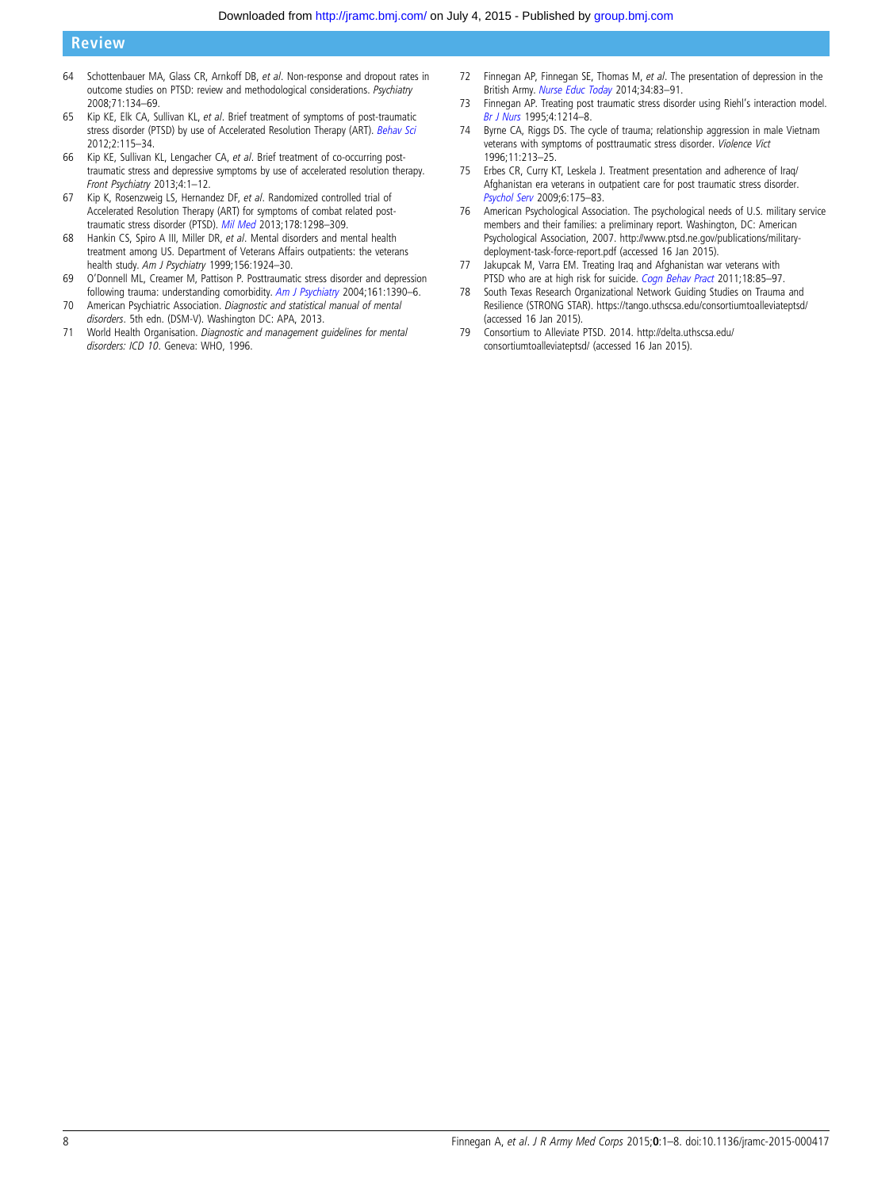64 Schottenbauer MA, Glass CR, Arnkoff DB, *et al*. Non-response and dropout rates in outcome studies on PTSD: review and methodological considerations. *Psychiatry* 2008;71:134–69.

65 Kip KE, Elk CA, Sullivan KL, *et al*. Brief treatment of symptoms of post-traumatic stress disorder (PTSD) by use of Accelerated Resolution Therapy (ART). *Behav Sci* 2012;2:115–34.

66 Kip KE, Sullivan KL, Lengacher CA, *et al*. Brief treatment of co-occurring post-traumatic stress and depressive symptoms by use of accelerated resolution therapy. *Front Psychiatry* 2013;4:1–12.

67 Kip K, Rosenzweig LS, Hernandez DF, *et al*. Randomized controlled trial of Accelerated Resolution Therapy (ART) for symptoms of combat related post-traumatic stress disorder (PTSD). *Mil Med* 2013;178:1298–309.

68 Hankin CS, Spiro A III, Miller DR, *et al*. Mental disorders and mental health treatment among US. Department of Veterans Affairs outpatients: the veterans health study. *Am J Psychiatry* 1999;156:1924–30.

69 O'Donnell ML, Creamer M, Pattison P. Posttraumatic stress disorder and depression following trauma: understanding comorbidity. *Am J Psychiatry* 2004;161:1390–6.

70 American Psychiatric Association. *Diagnostic and statistical manual of mental disorders*. 5th edn. (DSM-V). Washington DC: APA, 2013.

71 World Health Organisation. *Diagnostic and management guidelines for mental disorders: ICD 10*. Geneva: WHO, 1996.

72 Finnegan AP, Finnegan SE, Thomas M, *et al*. The presentation of depression in the British Army. *Nurse Educ Today* 2014;34:83–91.

73 Finnegan AP. Treating post traumatic stress disorder using Riehl's interaction model. *Br J Nurs* 1995;4:1214–8.

74 Byrne CA, Riggs DS. The cycle of trauma; relationship aggression in male Vietnam veterans with symptoms of posttraumatic stress disorder. *Violence Vict* 1996;11:213–25.

75 Erbes CR, Curry KT, Leskela J. Treatment presentation and adherence of Iraq/Afghanistan era veterans in outpatient care for post traumatic stress disorder. *Psychol Serv* 2009;6:175–83.

76 American Psychological Association. The psychological needs of U.S. military service members and their families: a preliminary report. Washington, DC: American Psychological Association, 2007. http://www.ptsd.ne.gov/publications/military-deployment-task-force-report.pdf (accessed 16 Jan 2015).

77 Jakupcak M, Varra EM. Treating Iraq and Afghanistan war veterans with PTSD who are at high risk for suicide. *Cogn Behav Pract* 2011;18:85–97.

78 South Texas Research Organizational Network Guiding Studies on Trauma and Resilience (STRONG STAR). https://tango.uthscsa.edu/consortiumtoalleviateptsd/ (accessed 16 Jan 2015).

79 Consortium to Alleviate PTSD. 2014. http://delta.uthscsa.edu/consortiumtoalleviateptsd/ (accessed 16 Jan 2015).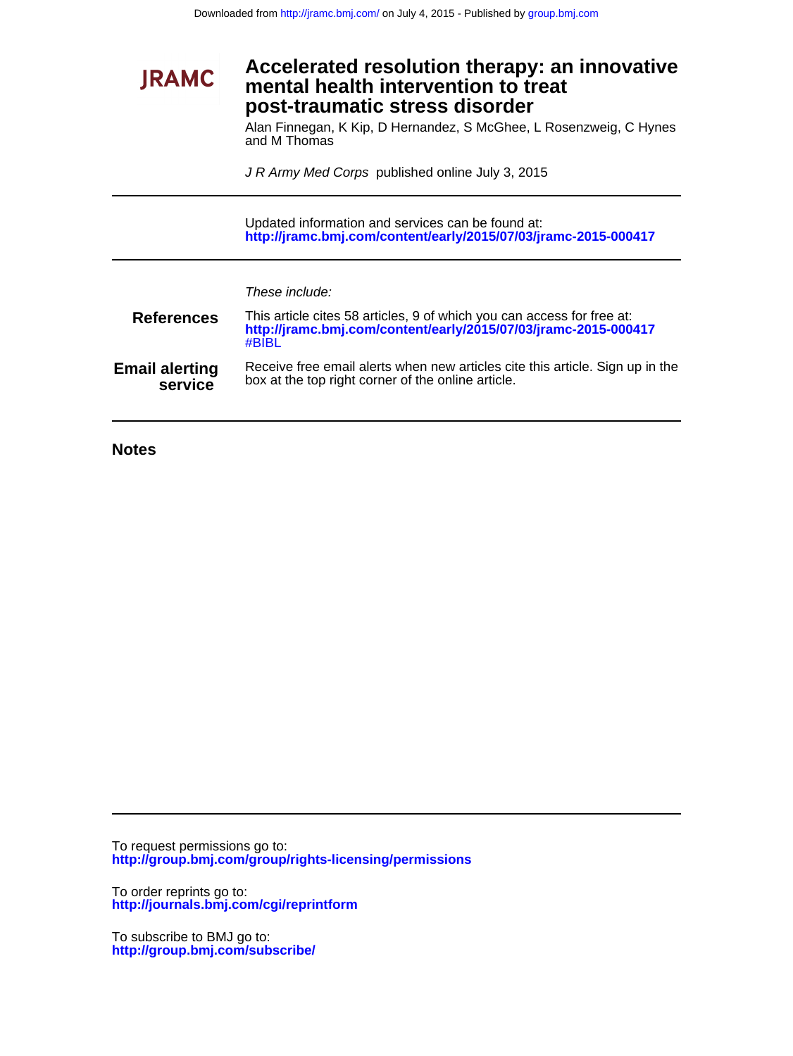Downloaded from http://jramc.bmj.com/ on July 4, 2015 - Published by group.bmj.com

**JRAMC**

# Accelerated resolution therapy: an innovative mental health intervention to treat post-traumatic stress disorder

Alan Finnegan, K Kip, D Hernandez, S McGhee, L Rosenzweig, C Hynes and M Thomas

*J R Army Med Corps* published online July 3, 2015

---

Updated information and services can be found at:
**http://jramc.bmj.com/content/early/2015/07/03/jramc-2015-000417**

---

*These include:*

**References** This article cites 58 articles, 9 of which you can access for free at:
**http://jramc.bmj.com/content/early/2015/07/03/jramc-2015-000417**
#BIBL

**Email alerting service** Receive free email alerts when new articles cite this article. Sign up in the box at the top right corner of the online article.

---

## Notes

---

To request permissions go to:
**http://group.bmj.com/group/rights-licensing/permissions**

To order reprints go to:
**http://journals.bmj.com/cgi/reprintform**

To subscribe to BMJ go to:
**http://group.bmj.com/subscribe/**